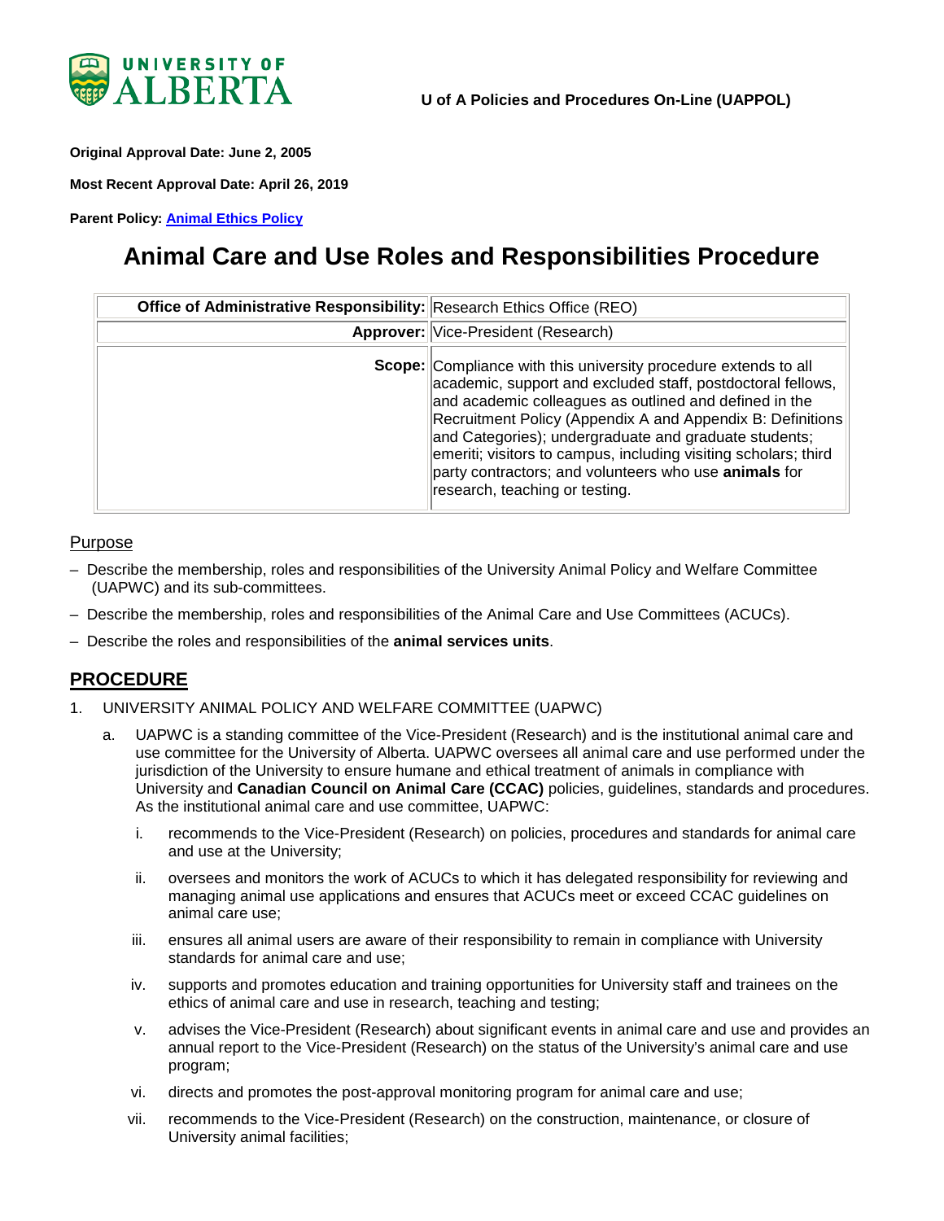UNIVERSITY OF ALBERTA

U of A Policies and Procedures On-Line (UAPPOL)

**Original Approval Date: June 2, 2005**

**Most Recent Approval Date: April 26, 2019**

**Parent Policy: Animal Ethics Policy**

# Animal Care and Use Roles and Responsibilities Procedure

| | |
|---|---|
| **Office of Administrative Responsibility:** | Research Ethics Office (REO) |
| **Approver:** | Vice-President (Research) |
| **Scope:** | Compliance with this university procedure extends to all academic, support and excluded staff, postdoctoral fellows, and academic colleagues as outlined and defined in the Recruitment Policy (Appendix A and Appendix B: Definitions and Categories); undergraduate and graduate students; emeriti; visitors to campus, including visiting scholars; third party contractors; and volunteers who use **animals** for research, teaching or testing. |

## Purpose

- Describe the membership, roles and responsibilities of the University Animal Policy and Welfare Committee (UAPWC) and its sub-committees.
- Describe the membership, roles and responsibilities of the Animal Care and Use Committees (ACUCs).
- Describe the roles and responsibilities of the **animal services units**.

## PROCEDURE

1. UNIVERSITY ANIMAL POLICY AND WELFARE COMMITTEE (UAPWC)

   a. UAPWC is a standing committee of the Vice-President (Research) and is the institutional animal care and use committee for the University of Alberta. UAPWC oversees all animal care and use performed under the jurisdiction of the University to ensure humane and ethical treatment of animals in compliance with University and **Canadian Council on Animal Care (CCAC)** policies, guidelines, standards and procedures. As the institutional animal care and use committee, UAPWC:

      i. recommends to the Vice-President (Research) on policies, procedures and standards for animal care and use at the University;

      ii. oversees and monitors the work of ACUCs to which it has delegated responsibility for reviewing and managing animal use applications and ensures that ACUCs meet or exceed CCAC guidelines on animal care use;

      iii. ensures all animal users are aware of their responsibility to remain in compliance with University standards for animal care and use;

      iv. supports and promotes education and training opportunities for University staff and trainees on the ethics of animal care and use in research, teaching and testing;

      v. advises the Vice-President (Research) about significant events in animal care and use and provides an annual report to the Vice-President (Research) on the status of the University's animal care and use program;

      vi. directs and promotes the post-approval monitoring program for animal care and use;

      vii. recommends to the Vice-President (Research) on the construction, maintenance, or closure of University animal facilities;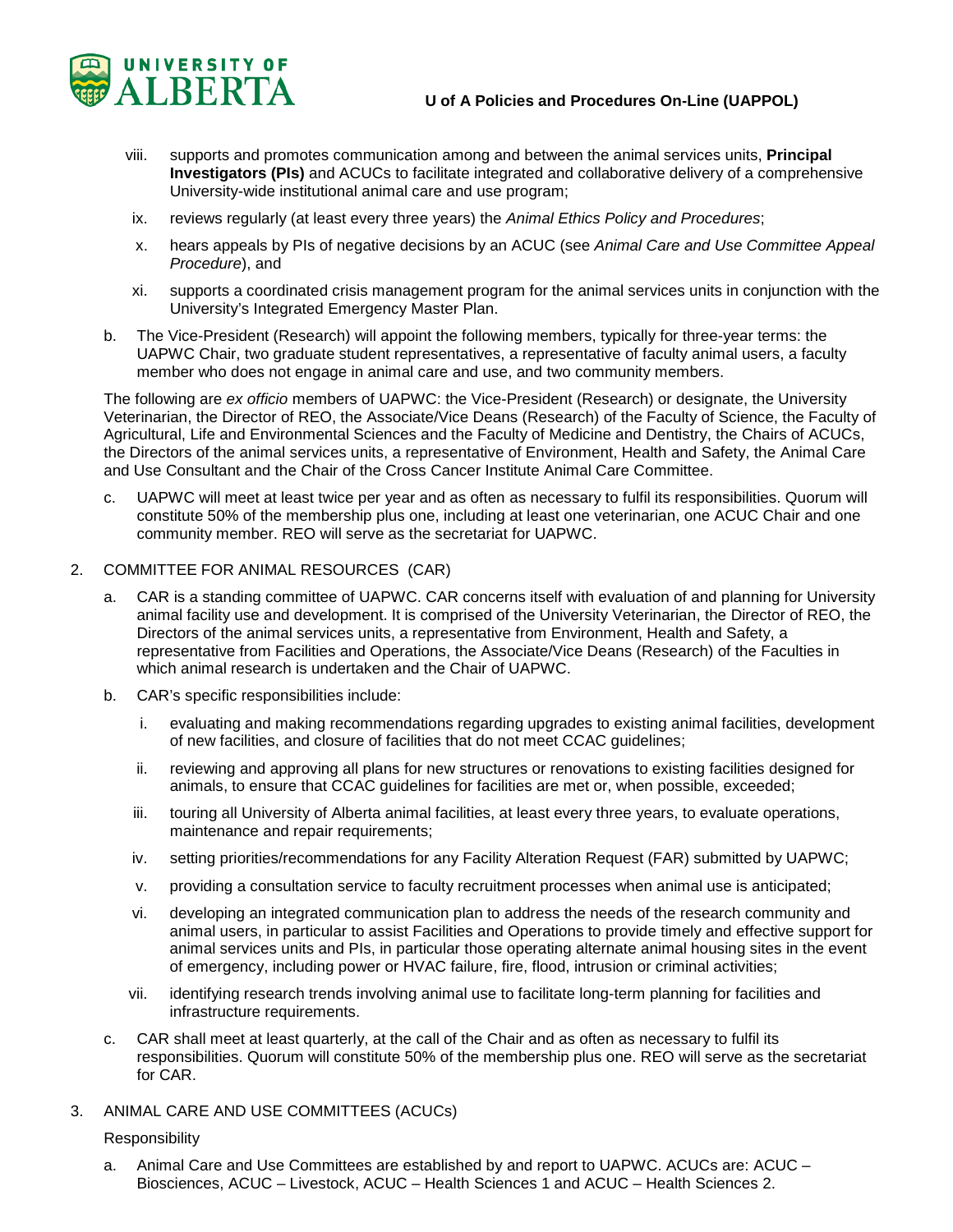viii. supports and promotes communication among and between the animal services units, **Principal Investigators (PIs)** and ACUCs to facilitate integrated and collaborative delivery of a comprehensive University-wide institutional animal care and use program;

ix. reviews regularly (at least every three years) the *Animal Ethics Policy and Procedures*;

x. hears appeals by PIs of negative decisions by an ACUC (see *Animal Care and Use Committee Appeal Procedure*), and

xi. supports a coordinated crisis management program for the animal services units in conjunction with the University's Integrated Emergency Master Plan.

b. The Vice-President (Research) will appoint the following members, typically for three-year terms: the UAPWC Chair, two graduate student representatives, a representative of faculty animal users, a faculty member who does not engage in animal care and use, and two community members.

The following are *ex officio* members of UAPWC: the Vice-President (Research) or designate, the University Veterinarian, the Director of REO, the Associate/Vice Deans (Research) of the Faculty of Science, the Faculty of Agricultural, Life and Environmental Sciences and the Faculty of Medicine and Dentistry, the Chairs of ACUCs, the Directors of the animal services units, a representative of Environment, Health and Safety, the Animal Care and Use Consultant and the Chair of the Cross Cancer Institute Animal Care Committee.

c. UAPWC will meet at least twice per year and as often as necessary to fulfil its responsibilities. Quorum will constitute 50% of the membership plus one, including at least one veterinarian, one ACUC Chair and one community member. REO will serve as the secretariat for UAPWC.

2. COMMITTEE FOR ANIMAL RESOURCES (CAR)

a. CAR is a standing committee of UAPWC. CAR concerns itself with evaluation of and planning for University animal facility use and development. It is comprised of the University Veterinarian, the Director of REO, the Directors of the animal services units, a representative from Environment, Health and Safety, a representative from Facilities and Operations, the Associate/Vice Deans (Research) of the Faculties in which animal research is undertaken and the Chair of UAPWC.

b. CAR's specific responsibilities include:

i. evaluating and making recommendations regarding upgrades to existing animal facilities, development of new facilities, and closure of facilities that do not meet CCAC guidelines;

ii. reviewing and approving all plans for new structures or renovations to existing facilities designed for animals, to ensure that CCAC guidelines for facilities are met or, when possible, exceeded;

iii. touring all University of Alberta animal facilities, at least every three years, to evaluate operations, maintenance and repair requirements;

iv. setting priorities/recommendations for any Facility Alteration Request (FAR) submitted by UAPWC;

v. providing a consultation service to faculty recruitment processes when animal use is anticipated;

vi. developing an integrated communication plan to address the needs of the research community and animal users, in particular to assist Facilities and Operations to provide timely and effective support for animal services units and PIs, in particular those operating alternate animal housing sites in the event of emergency, including power or HVAC failure, fire, flood, intrusion or criminal activities;

vii. identifying research trends involving animal use to facilitate long-term planning for facilities and infrastructure requirements.

c. CAR shall meet at least quarterly, at the call of the Chair and as often as necessary to fulfil its responsibilities. Quorum will constitute 50% of the membership plus one. REO will serve as the secretariat for CAR.

3. ANIMAL CARE AND USE COMMITTEES (ACUCs)

Responsibility

a. Animal Care and Use Committees are established by and report to UAPWC. ACUCs are: ACUC – Biosciences, ACUC – Livestock, ACUC – Health Sciences 1 and ACUC – Health Sciences 2.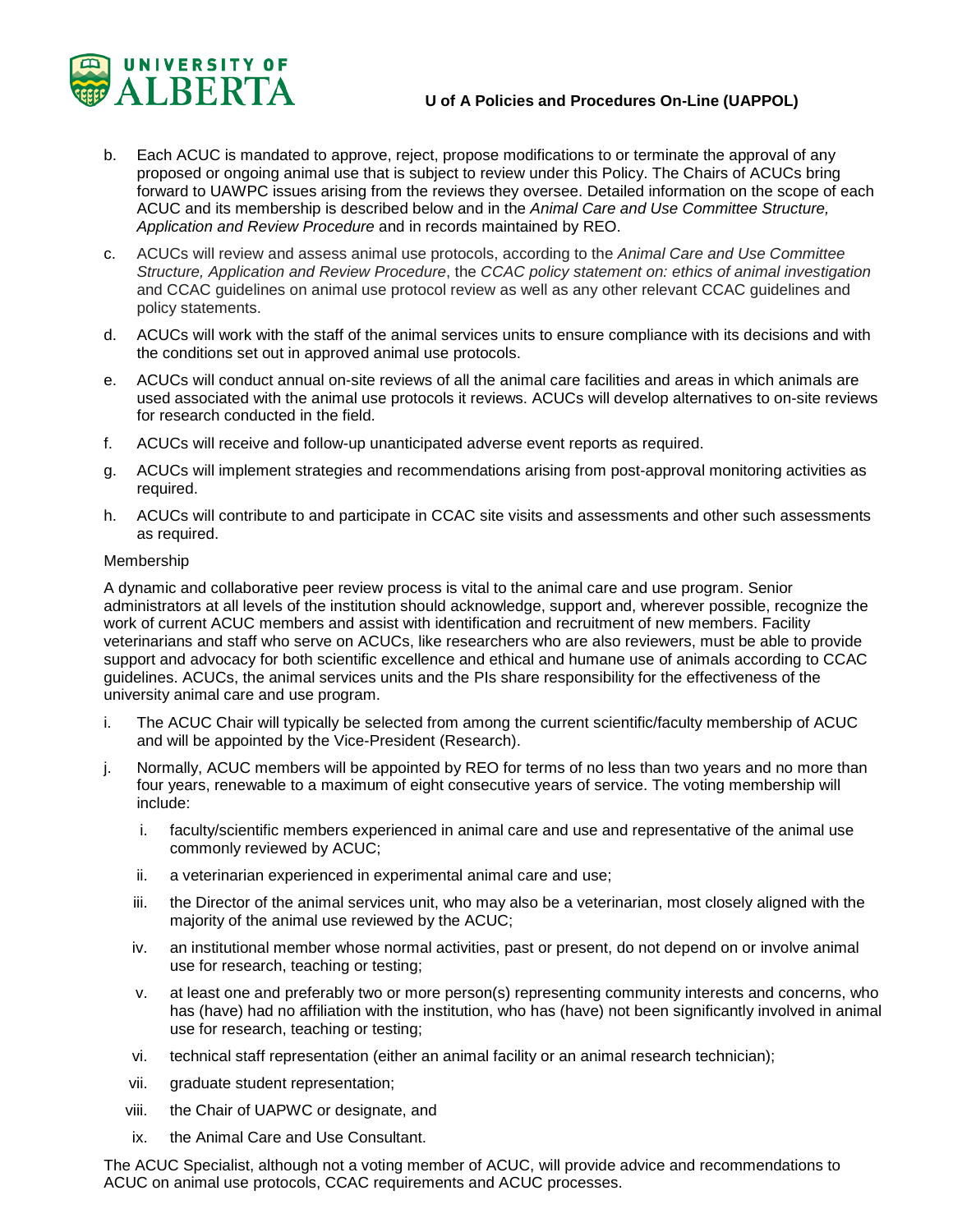b. Each ACUC is mandated to approve, reject, propose modifications to or terminate the approval of any proposed or ongoing animal use that is subject to review under this Policy. The Chairs of ACUCs bring forward to UAWPC issues arising from the reviews they oversee. Detailed information on the scope of each ACUC and its membership is described below and in the *Animal Care and Use Committee Structure, Application and Review Procedure* and in records maintained by REO.

c. ACUCs will review and assess animal use protocols, according to the *Animal Care and Use Committee Structure, Application and Review Procedure*, the *CCAC policy statement on: ethics of animal investigation* and CCAC guidelines on animal use protocol review as well as any other relevant CCAC guidelines and policy statements.

d. ACUCs will work with the staff of the animal services units to ensure compliance with its decisions and with the conditions set out in approved animal use protocols.

e. ACUCs will conduct annual on-site reviews of all the animal care facilities and areas in which animals are used associated with the animal use protocols it reviews. ACUCs will develop alternatives to on-site reviews for research conducted in the field.

f. ACUCs will receive and follow-up unanticipated adverse event reports as required.

g. ACUCs will implement strategies and recommendations arising from post-approval monitoring activities as required.

h. ACUCs will contribute to and participate in CCAC site visits and assessments and other such assessments as required.

Membership

A dynamic and collaborative peer review process is vital to the animal care and use program. Senior administrators at all levels of the institution should acknowledge, support and, wherever possible, recognize the work of current ACUC members and assist with identification and recruitment of new members. Facility veterinarians and staff who serve on ACUCs, like researchers who are also reviewers, must be able to provide support and advocacy for both scientific excellence and ethical and humane use of animals according to CCAC guidelines. ACUCs, the animal services units and the PIs share responsibility for the effectiveness of the university animal care and use program.

i. The ACUC Chair will typically be selected from among the current scientific/faculty membership of ACUC and will be appointed by the Vice-President (Research).

j. Normally, ACUC members will be appointed by REO for terms of no less than two years and no more than four years, renewable to a maximum of eight consecutive years of service. The voting membership will include:

   i. faculty/scientific members experienced in animal care and use and representative of the animal use commonly reviewed by ACUC;

   ii. a veterinarian experienced in experimental animal care and use;

   iii. the Director of the animal services unit, who may also be a veterinarian, most closely aligned with the majority of the animal use reviewed by the ACUC;

   iv. an institutional member whose normal activities, past or present, do not depend on or involve animal use for research, teaching or testing;

   v. at least one and preferably two or more person(s) representing community interests and concerns, who has (have) had no affiliation with the institution, who has (have) not been significantly involved in animal use for research, teaching or testing;

   vi. technical staff representation (either an animal facility or an animal research technician);

   vii. graduate student representation;

   viii. the Chair of UAPWC or designate, and

   ix. the Animal Care and Use Consultant.

The ACUC Specialist, although not a voting member of ACUC, will provide advice and recommendations to ACUC on animal use protocols, CCAC requirements and ACUC processes.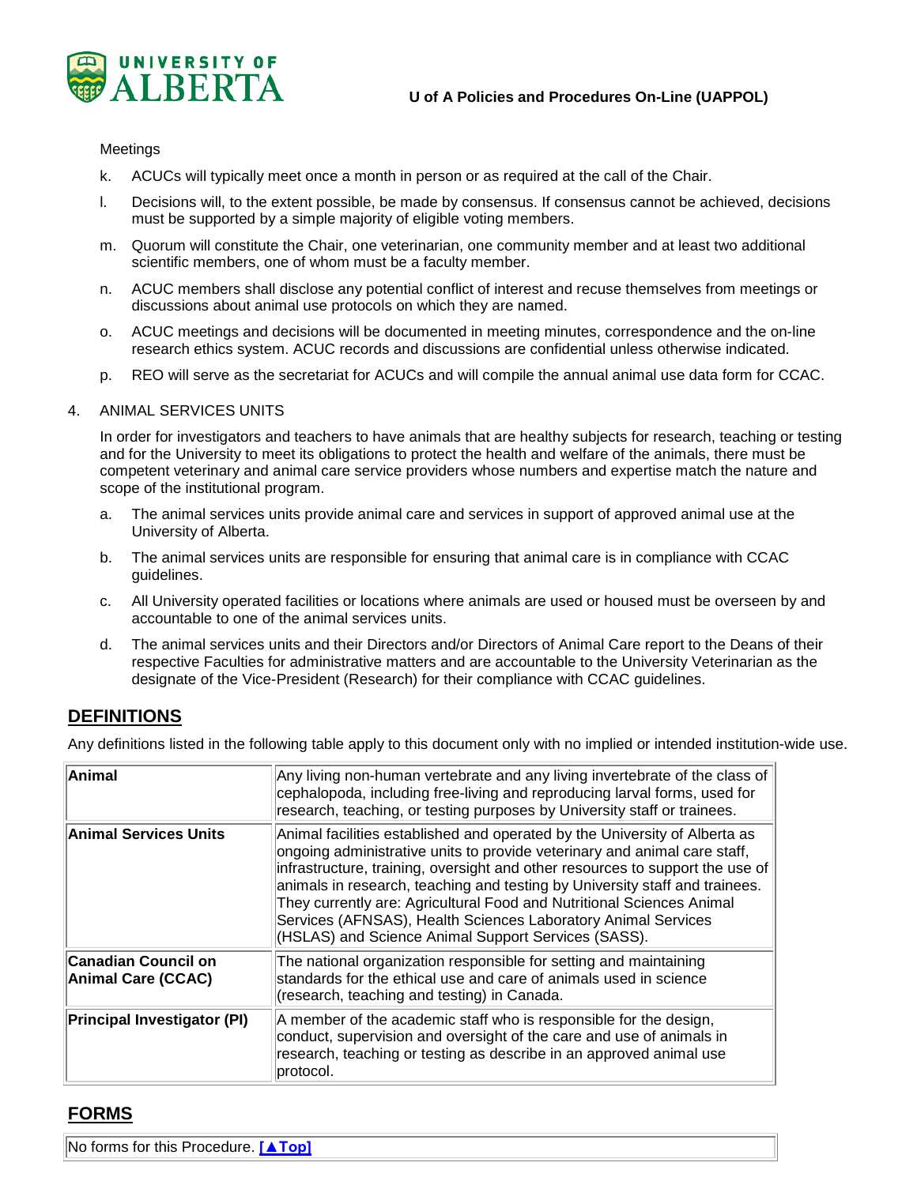Meetings

k. ACUCs will typically meet once a month in person or as required at the call of the Chair.

l. Decisions will, to the extent possible, be made by consensus. If consensus cannot be achieved, decisions must be supported by a simple majority of eligible voting members.

m. Quorum will constitute the Chair, one veterinarian, one community member and at least two additional scientific members, one of whom must be a faculty member.

n. ACUC members shall disclose any potential conflict of interest and recuse themselves from meetings or discussions about animal use protocols on which they are named.

o. ACUC meetings and decisions will be documented in meeting minutes, correspondence and the on-line research ethics system. ACUC records and discussions are confidential unless otherwise indicated.

p. REO will serve as the secretariat for ACUCs and will compile the annual animal use data form for CCAC.

4. ANIMAL SERVICES UNITS

In order for investigators and teachers to have animals that are healthy subjects for research, teaching or testing and for the University to meet its obligations to protect the health and welfare of the animals, there must be competent veterinary and animal care service providers whose numbers and expertise match the nature and scope of the institutional program.

a. The animal services units provide animal care and services in support of approved animal use at the University of Alberta.

b. The animal services units are responsible for ensuring that animal care is in compliance with CCAC guidelines.

c. All University operated facilities or locations where animals are used or housed must be overseen by and accountable to one of the animal services units.

d. The animal services units and their Directors and/or Directors of Animal Care report to the Deans of their respective Faculties for administrative matters and are accountable to the University Veterinarian as the designate of the Vice-President (Research) for their compliance with CCAC guidelines.

## DEFINITIONS

Any definitions listed in the following table apply to this document only with no implied or intended institution-wide use.

| | |
|---|---|
| **Animal** | Any living non-human vertebrate and any living invertebrate of the class of cephalopoda, including free-living and reproducing larval forms, used for research, teaching, or testing purposes by University staff or trainees. |
| **Animal Services Units** | Animal facilities established and operated by the University of Alberta as ongoing administrative units to provide veterinary and animal care staff, infrastructure, training, oversight and other resources to support the use of animals in research, teaching and testing by University staff and trainees. They currently are: Agricultural Food and Nutritional Sciences Animal Services (AFNSAS), Health Sciences Laboratory Animal Services (HSLAS) and Science Animal Support Services (SASS). |
| **Canadian Council on Animal Care (CCAC)** | The national organization responsible for setting and maintaining standards for the ethical use and care of animals used in science (research, teaching and testing) in Canada. |
| **Principal Investigator (PI)** | A member of the academic staff who is responsible for the design, conduct, supervision and oversight of the care and use of animals in research, teaching or testing as describe in an approved animal use protocol. |

## FORMS

No forms for this Procedure. **[▲Top]**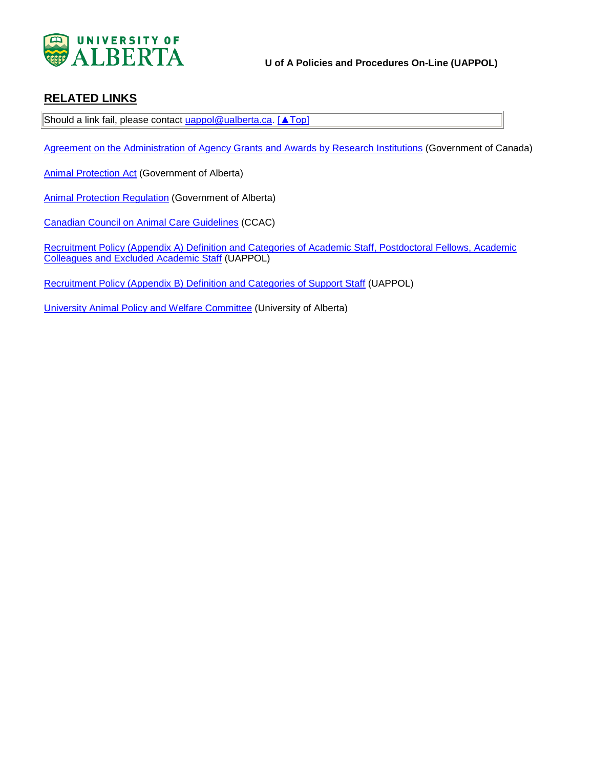## RELATED LINKS

| |
|---|
| Should a link fail, please contact uappol@ualberta.ca. [▲Top] |

Agreement on the Administration of Agency Grants and Awards by Research Institutions (Government of Canada)

Animal Protection Act (Government of Alberta)

Animal Protection Regulation (Government of Alberta)

Canadian Council on Animal Care Guidelines (CCAC)

Recruitment Policy (Appendix A) Definition and Categories of Academic Staff, Postdoctoral Fellows, Academic Colleagues and Excluded Academic Staff (UAPPOL)

Recruitment Policy (Appendix B) Definition and Categories of Support Staff (UAPPOL)

University Animal Policy and Welfare Committee (University of Alberta)